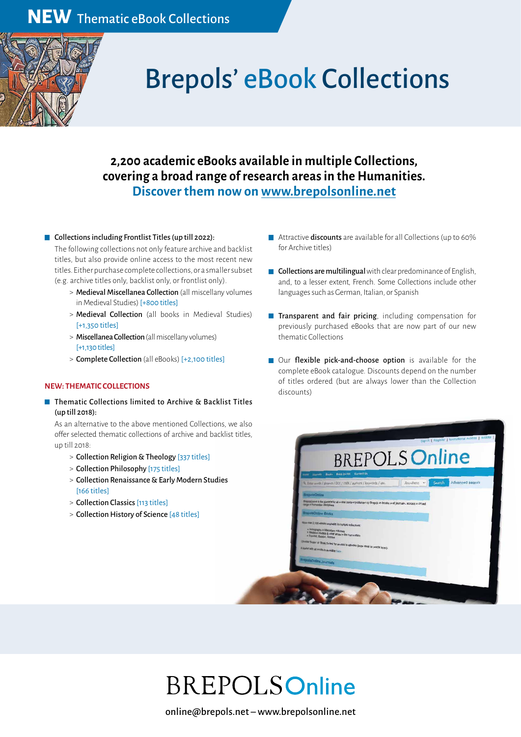**NEW** Thematic eBook Collections

# Brepols' eBook Collections

## 2,200 academic eBooks available in multiple Collections, covering a broad range of research areas in the Humanities.

**Discover them now on [www.brepolsonline.net](http://www.brepolsonline.net)**

- **Collections including Frontlist Titles (up till 2022):**

  The following collections not only feature archive and backlist titles, but also provide online access to the most recent new titles. Either purchase complete collections, or a smaller subset (e.g. archive titles only, backlist only, or frontlist only).
  - > **Medieval Miscellanea Collection** (all miscellany volumes in Medieval Studies) [+800 titles]
  - > **Medieval Collection** (all books in Medieval Studies) [+1,350 titles]
  - > **Miscellanea Collection** (all miscellany volumes) [+1,130 titles]
  - > **Complete Collection** (all eBooks) [+2,100 titles]

**NEW: THEMATIC COLLECTIONS**

- **Thematic Collections limited to Archive & Backlist Titles (up till 2018):**

  As an alternative to the above mentioned Collections, we also offer selected thematic collections of archive and backlist titles, up till 2018:
  - > **Collection Religion & Theology** [337 titles]
  - > **Collection Philosophy** [175 titles]
  - > **Collection Renaissance & Early Modern Studies** [166 titles]
  - > **Collection Classics** [113 titles]
  - > **Collection History of Science** [48 titles]

- Attractive **discounts** are available for all Collections (up to 60% for Archive titles)

- **Collections are multilingual** with clear predominance of English, and, to a lesser extent, French. Some Collections include other languages such as German, Italian, or Spanish

- **Transparent and fair pricing**, including compensation for previously purchased eBooks that are now part of our new thematic Collections

- Our **flexible pick-and-choose option** is available for the complete eBook catalogue. Discounts depend on the number of titles ordered (but are always lower than the Collection discounts)

BREPOLS Online

online@brepols.net – www.brepolsonline.net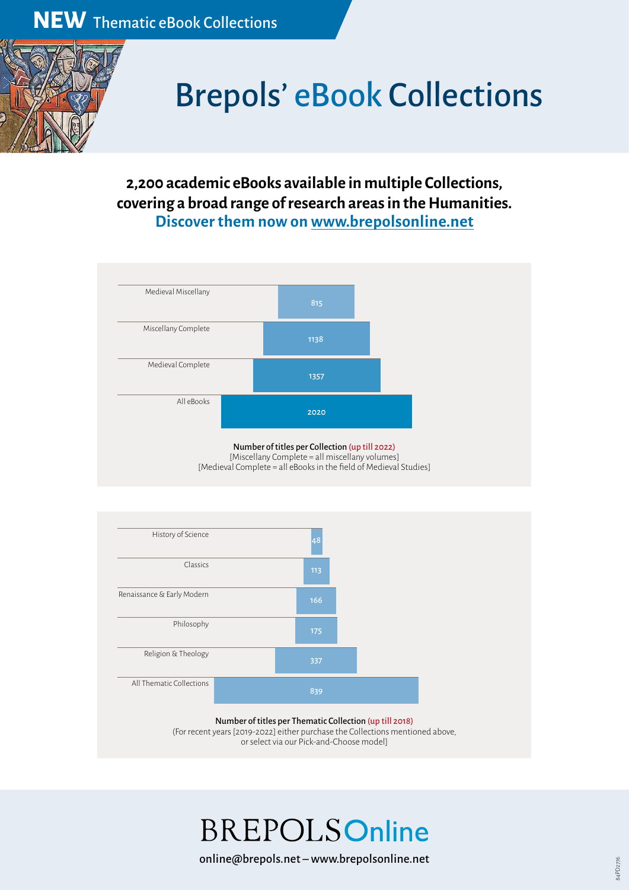**NEW** Thematic eBook Collections

# Brepols' eBook Collections

**2,200 academic eBooks available in multiple Collections, covering a broad range of research areas in the Humanities.**
**Discover them now on www.brepolsonline.net**

Medieval Miscellany
815
Miscellany Complete
1138
Medieval Complete
1357
All eBooks
2020

Number of titles per Collection (up till 2022)
[Miscellany Complete = all miscellany volumes]
[Medieval Complete = all eBooks in the field of Medieval Studies]

History of Science
48
Classics
113
Renaissance & Early Modern
166
Philosophy
175
Religion & Theology
337
All Thematic Collections
839

Number of titles per Thematic Collection (up till 2018)
(For recent years [2019-2022] either purchase the Collections mentioned above, or select via our Pick-and-Choose model]

BREPOLSOnline

online@brepols.net – www.brepolsonline.net

84PD2776